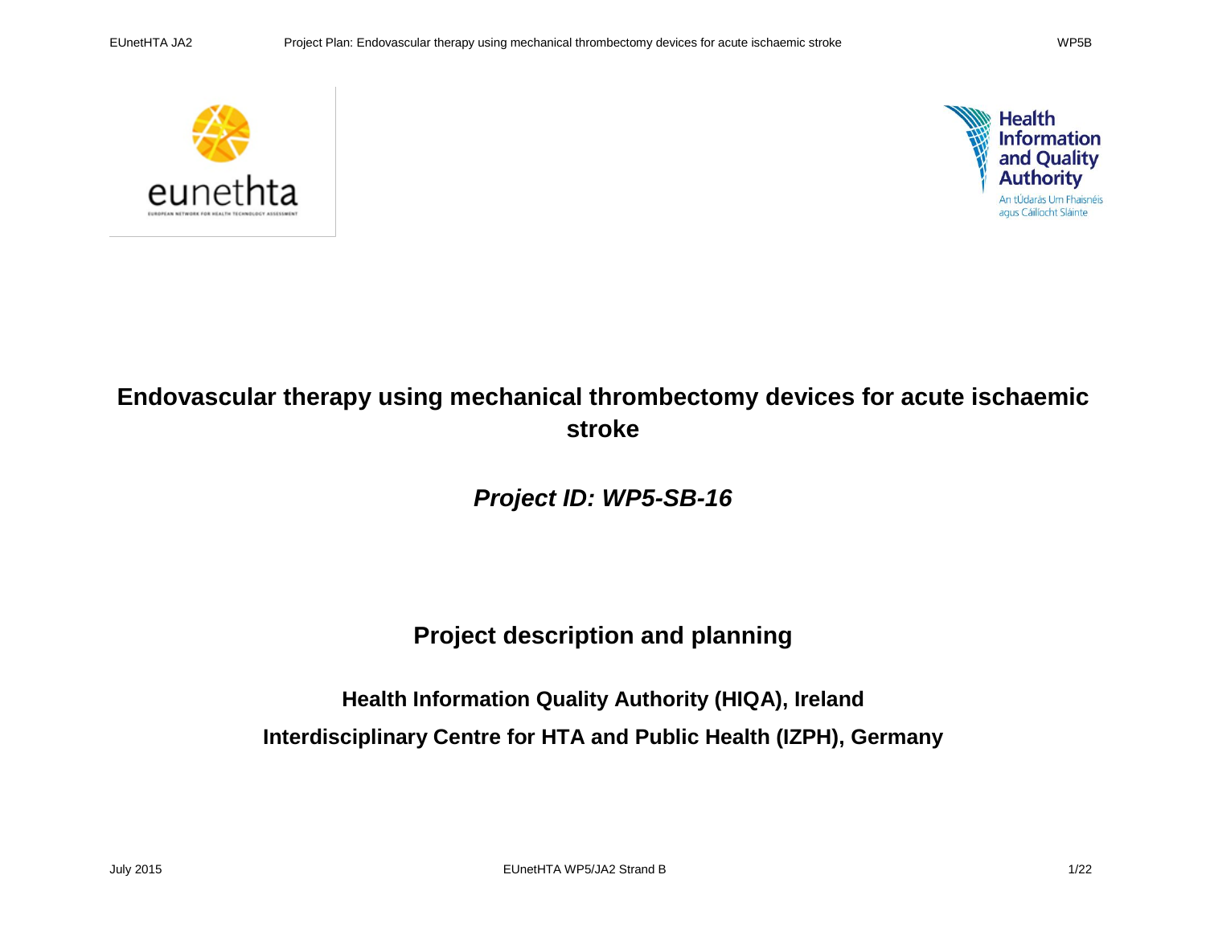# Endovascular therapy using mechanical thrombectomy devices for acute ischaemic stroke

***Project ID: WP5-SB-16***

## Project description and planning

**Health Information Quality Authority (HIQA), Ireland**

**Interdisciplinary Centre for HTA and Public Health (IZPH), Germany**

July 2015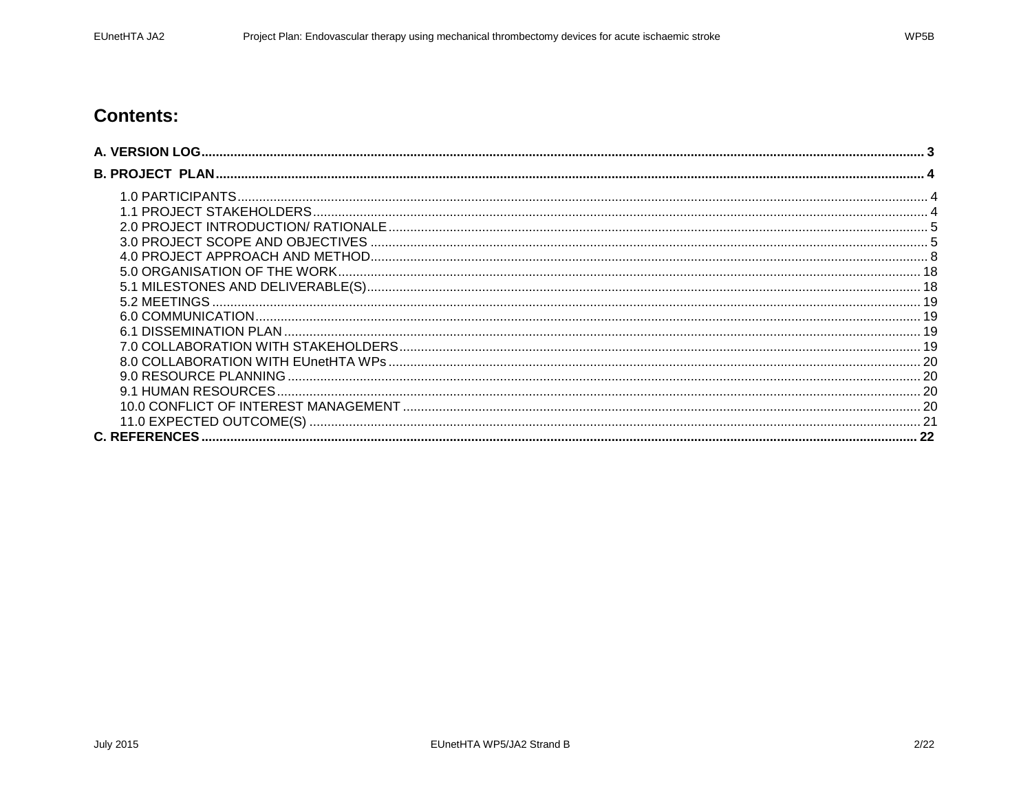## Contents:

**A. VERSION LOG** .......... **3**

**B. PROJECT PLAN** .......... **4**

- 1.0 PARTICIPANTS .......... 4
- 1.1 PROJECT STAKEHOLDERS .......... 4
- 2.0 PROJECT INTRODUCTION/ RATIONALE .......... 5
- 3.0 PROJECT SCOPE AND OBJECTIVES .......... 5
- 4.0 PROJECT APPROACH AND METHOD .......... 8
- 5.0 ORGANISATION OF THE WORK .......... 18
- 5.1 MILESTONES AND DELIVERABLE(S) .......... 18
- 5.2 MEETINGS .......... 19
- 6.0 COMMUNICATION .......... 19
- 6.1 DISSEMINATION PLAN .......... 19
- 7.0 COLLABORATION WITH STAKEHOLDERS .......... 19
- 8.0 COLLABORATION WITH EUnetHTA WPs .......... 20
- 9.0 RESOURCE PLANNING .......... 20
- 9.1 HUMAN RESOURCES .......... 20
- 10.0 CONFLICT OF INTEREST MANAGEMENT .......... 20
- 11.0 EXPECTED OUTCOME(S) .......... 21

**C. REFERENCES** .......... **22**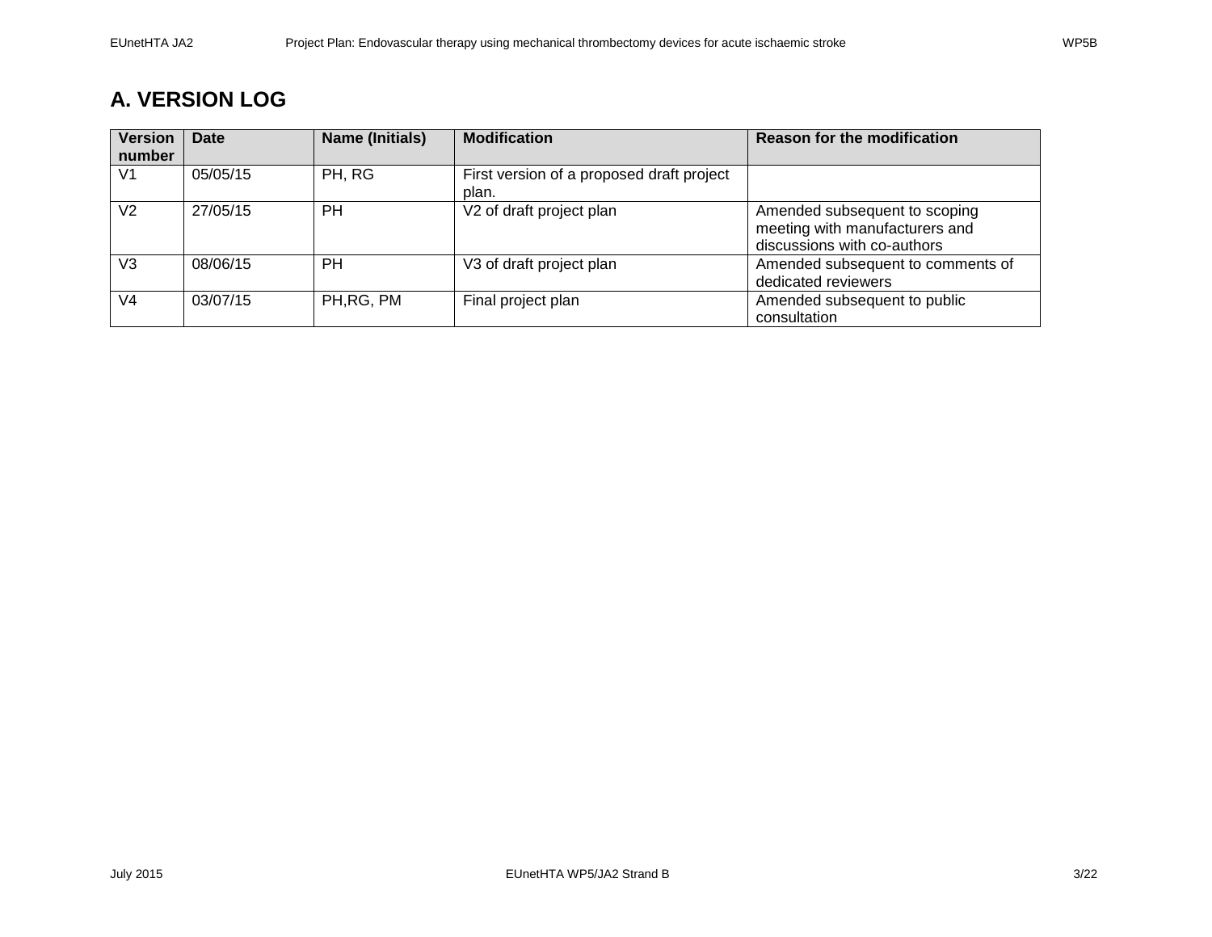## A. VERSION LOG

| Version number | Date | Name (Initials) | Modification | Reason for the modification |
|---|---|---|---|---|
| V1 | 05/05/15 | PH, RG | First version of a proposed draft project plan. | |
| V2 | 27/05/15 | PH | V2 of draft project plan | Amended subsequent to scoping meeting with manufacturers and discussions with co-authors |
| V3 | 08/06/15 | PH | V3 of draft project plan | Amended subsequent to comments of dedicated reviewers |
| V4 | 03/07/15 | PH,RG, PM | Final project plan | Amended subsequent to public consultation |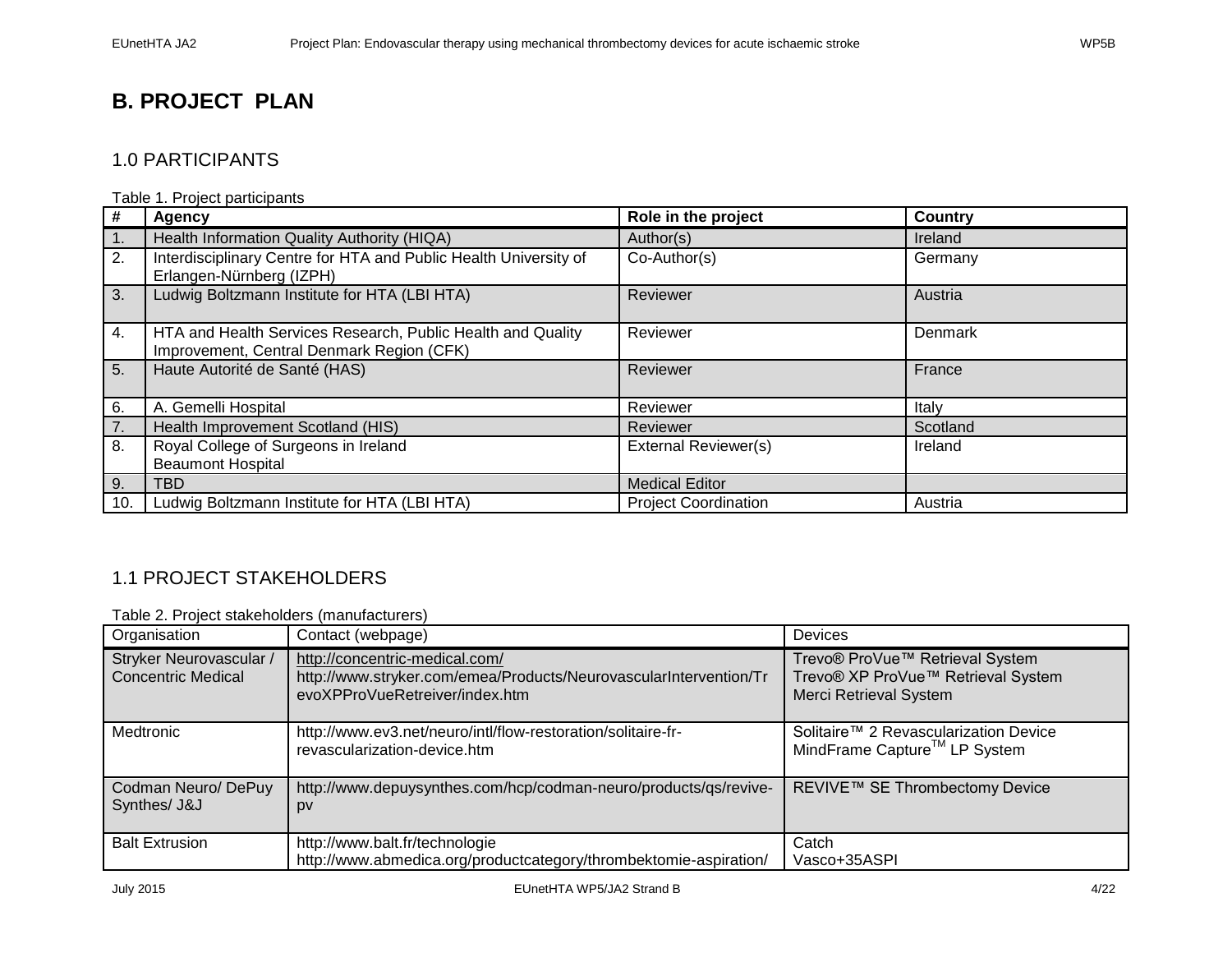# B. PROJECT PLAN

## 1.0 PARTICIPANTS

Table 1. Project participants

| # | Agency | Role in the project | Country |
|---|---|---|---|
| 1. | Health Information Quality Authority (HIQA) | Author(s) | Ireland |
| 2. | Interdisciplinary Centre for HTA and Public Health University of Erlangen-Nürnberg (IZPH) | Co-Author(s) | Germany |
| 3. | Ludwig Boltzmann Institute for HTA (LBI HTA) | Reviewer | Austria |
| 4. | HTA and Health Services Research, Public Health and Quality Improvement, Central Denmark Region (CFK) | Reviewer | Denmark |
| 5. | Haute Autorité de Santé (HAS) | Reviewer | France |
| 6. | A. Gemelli Hospital | Reviewer | Italy |
| 7. | Health Improvement Scotland (HIS) | Reviewer | Scotland |
| 8. | Royal College of Surgeons in Ireland<br>Beaumont Hospital | External Reviewer(s) | Ireland |
| 9. | TBD | Medical Editor | |
| 10. | Ludwig Boltzmann Institute for HTA (LBI HTA) | Project Coordination | Austria |

## 1.1 PROJECT STAKEHOLDERS

Table 2. Project stakeholders (manufacturers)

| Organisation | Contact (webpage) | Devices |
|---|---|---|
| Stryker Neurovascular / Concentric Medical | http://concentric-medical.com/<br>http://www.stryker.com/emea/Products/NeurovascularIntervention/TrevoXPProVueRetreiver/index.htm | Trevo® ProVue™ Retrieval System<br>Trevo® XP ProVue™ Retrieval System<br>Merci Retrieval System |
| Medtronic | http://www.ev3.net/neuro/intl/flow-restoration/solitaire-fr-revascularization-device.htm | Solitaire™ 2 Revascularization Device<br>MindFrame Capture™ LP System |
| Codman Neuro/ DePuy Synthes/ J&J | http://www.depuysynthes.com/hcp/codman-neuro/products/qs/revive-pv | REVIVE™ SE Thrombectomy Device |
| Balt Extrusion | http://www.balt.fr/technologie<br>http://www.abmedica.org/productcategory/thrombektomie-aspiration/ | Catch<br>Vasco+35ASPI |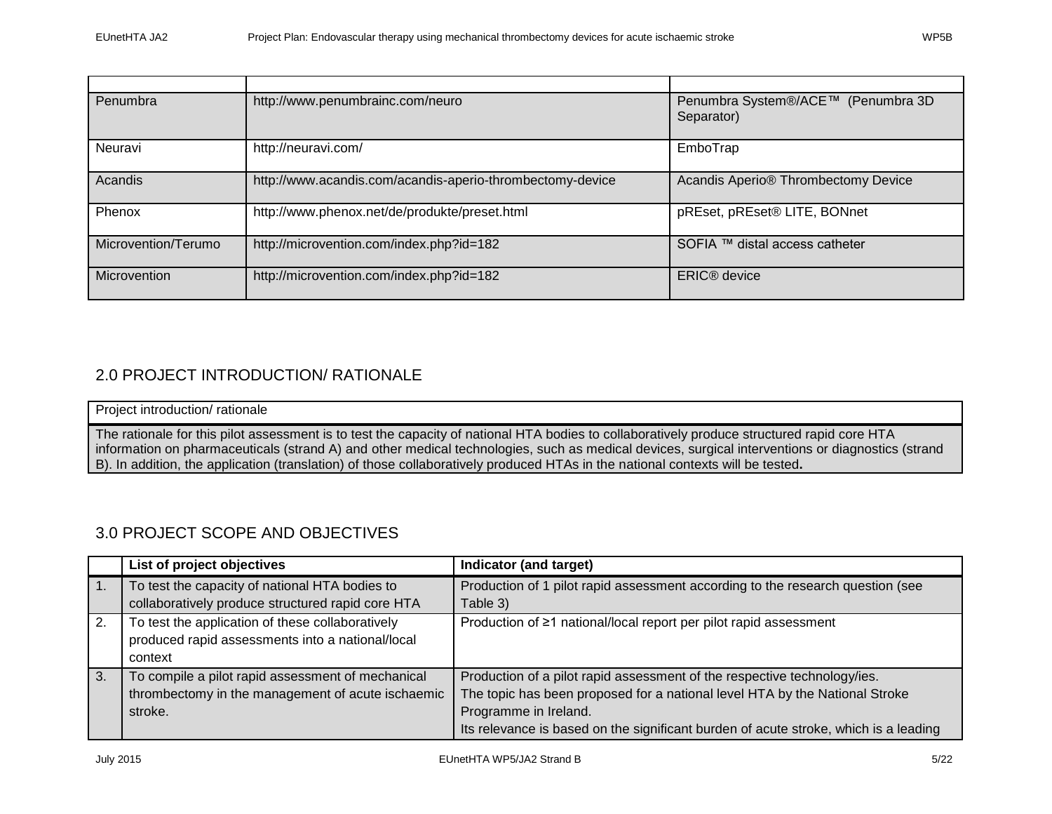| | | |
|---|---|---|
| Penumbra | http://www.penumbrainc.com/neuro | Penumbra System®/ACE™ (Penumbra 3D Separator) |
| Neuravi | http://neuravi.com/ | EmboTrap |
| Acandis | http://www.acandis.com/acandis-aperio-thrombectomy-device | Acandis Aperio® Thrombectomy Device |
| Phenox | http://www.phenox.net/de/produkte/preset.html | pREset, pREset® LITE, BONnet |
| Microvention/Terumo | http://microvention.com/index.php?id=182 | SOFIA ™ distal access catheter |
| Microvention | http://microvention.com/index.php?id=182 | ERIC® device |

## 2.0 PROJECT INTRODUCTION/ RATIONALE

| Project introduction/ rationale |
|---|
| The rationale for this pilot assessment is to test the capacity of national HTA bodies to collaboratively produce structured rapid core HTA information on pharmaceuticals (strand A) and other medical technologies, such as medical devices, surgical interventions or diagnostics (strand B). In addition, the application (translation) of those collaboratively produced HTAs in the national contexts will be tested**.** |

## 3.0 PROJECT SCOPE AND OBJECTIVES

| | **List of project objectives** | **Indicator (and target)** |
|---|---|---|
| 1. | To test the capacity of national HTA bodies to collaboratively produce structured rapid core HTA | Production of 1 pilot rapid assessment according to the research question (see Table 3) |
| 2. | To test the application of these collaboratively produced rapid assessments into a national/local context | Production of ≥1 national/local report per pilot rapid assessment |
| 3. | To compile a pilot rapid assessment of mechanical thrombectomy in the management of acute ischaemic stroke. | Production of a pilot rapid assessment of the respective technology/ies. The topic has been proposed for a national level HTA by the National Stroke Programme in Ireland. Its relevance is based on the significant burden of acute stroke, which is a leading |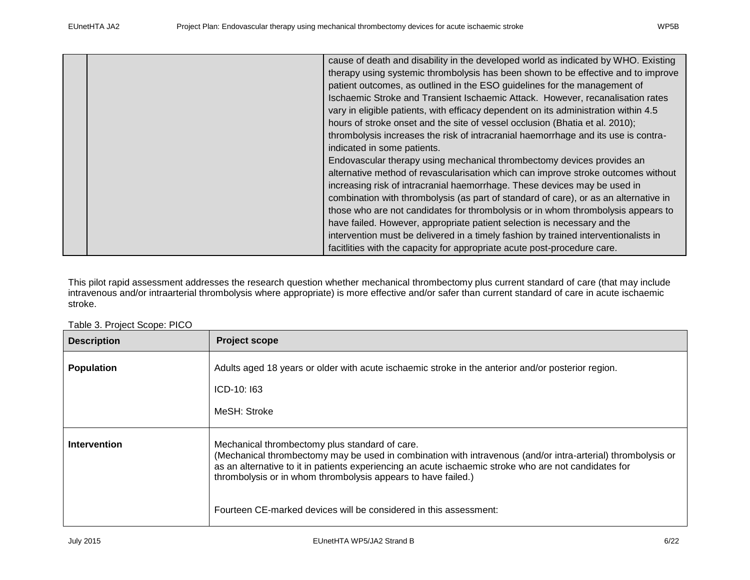| | | |
|---|---|---|
| | | cause of death and disability in the developed world as indicated by WHO. Existing therapy using systemic thrombolysis has been shown to be effective and to improve patient outcomes, as outlined in the ESO guidelines for the management of Ischaemic Stroke and Transient Ischaemic Attack. However, recanalisation rates vary in eligible patients, with efficacy dependent on its administration within 4.5 hours of stroke onset and the site of vessel occlusion (Bhatia et al. 2010); thrombolysis increases the risk of intracranial haemorrhage and its use is contra-indicated in some patients.<br>Endovascular therapy using mechanical thrombectomy devices provides an alternative method of revascularisation which can improve stroke outcomes without increasing risk of intracranial haemorrhage. These devices may be used in combination with thrombolysis (as part of standard of care), or as an alternative in those who are not candidates for thrombolysis or in whom thrombolysis appears to have failed. However, appropriate patient selection is necessary and the intervention must be delivered in a timely fashion by trained interventionalists in facitlities with the capacity for appropriate acute post-procedure care. |

This pilot rapid assessment addresses the research question whether mechanical thrombectomy plus current standard of care (that may include intravenous and/or intraarterial thrombolysis where appropriate) is more effective and/or safer than current standard of care in acute ischaemic stroke.

Table 3. Project Scope: PICO

| Description | Project scope |
|---|---|
| **Population** | Adults aged 18 years or older with acute ischaemic stroke in the anterior and/or posterior region.<br><br>ICD-10: I63<br><br>MeSH: Stroke |
| **Intervention** | Mechanical thrombectomy plus standard of care.<br>(Mechanical thrombectomy may be used in combination with intravenous (and/or intra-arterial) thrombolysis or as an alternative to it in patients experiencing an acute ischaemic stroke who are not candidates for thrombolysis or in whom thrombolysis appears to have failed.)<br><br>Fourteen CE-marked devices will be considered in this assessment: |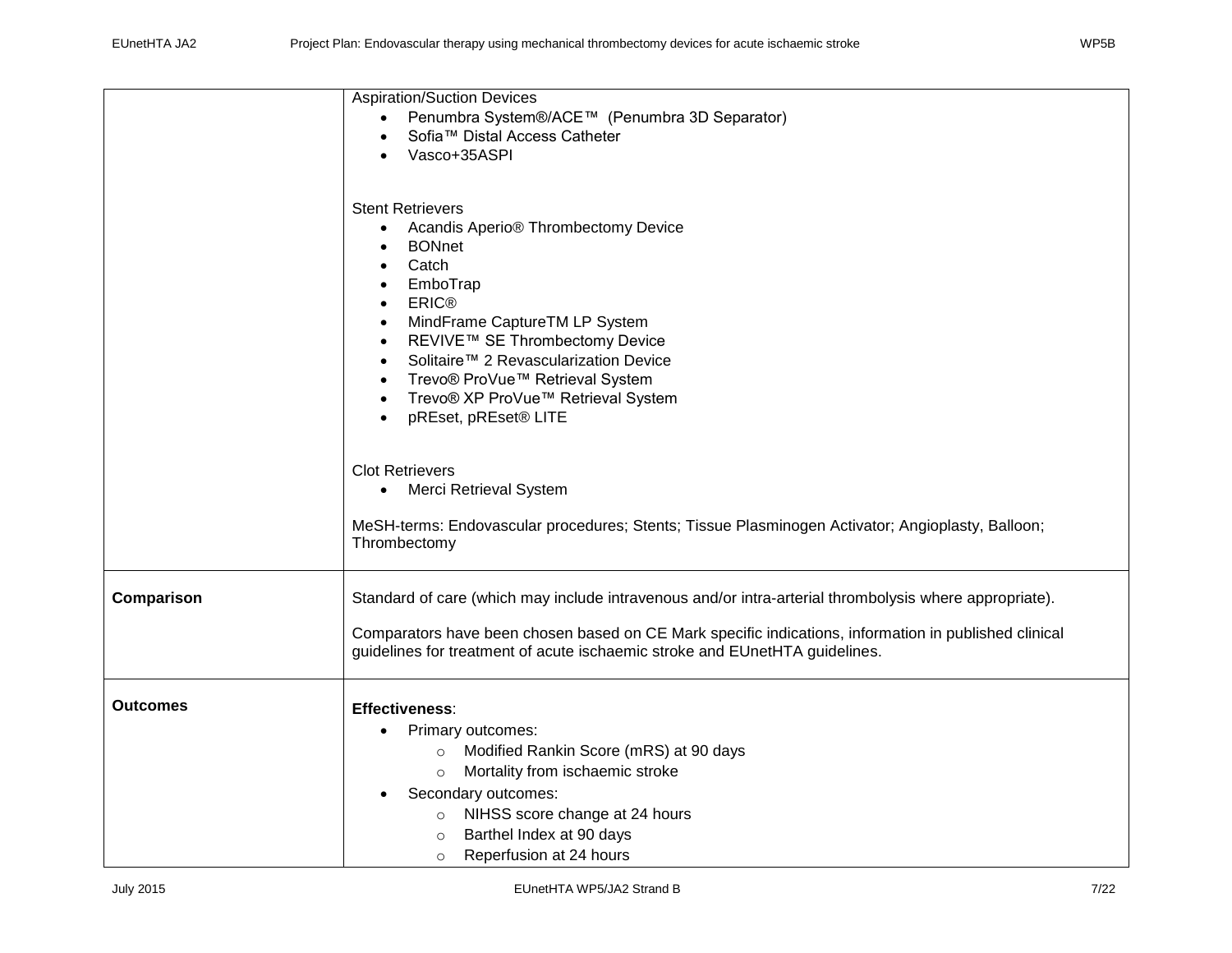| | |
|---|---|
| | Aspiration/Suction Devices<br>• Penumbra System®/ACE™ (Penumbra 3D Separator)<br>• Sofia™ Distal Access Catheter<br>• Vasco+35ASPI<br><br>Stent Retrievers<br>• Acandis Aperio® Thrombectomy Device<br>• BONnet<br>• Catch<br>• EmboTrap<br>• ERIC®<br>• MindFrame CaptureTM LP System<br>• REVIVE™ SE Thrombectomy Device<br>• Solitaire™ 2 Revascularization Device<br>• Trevo® ProVue™ Retrieval System<br>• Trevo® XP ProVue™ Retrieval System<br>• pREset, pREset® LITE<br><br>Clot Retrievers<br>• Merci Retrieval System<br><br>MeSH-terms: Endovascular procedures; Stents; Tissue Plasminogen Activator; Angioplasty, Balloon; Thrombectomy |
| **Comparison** | Standard of care (which may include intravenous and/or intra-arterial thrombolysis where appropriate).<br><br>Comparators have been chosen based on CE Mark specific indications, information in published clinical guidelines for treatment of acute ischaemic stroke and EUnetHTA guidelines. |
| **Outcomes** | **Effectiveness**:<br>• Primary outcomes:<br>&nbsp;&nbsp;&nbsp;&nbsp;○ Modified Rankin Score (mRS) at 90 days<br>&nbsp;&nbsp;&nbsp;&nbsp;○ Mortality from ischaemic stroke<br>• Secondary outcomes:<br>&nbsp;&nbsp;&nbsp;&nbsp;○ NIHSS score change at 24 hours<br>&nbsp;&nbsp;&nbsp;&nbsp;○ Barthel Index at 90 days<br>&nbsp;&nbsp;&nbsp;&nbsp;○ Reperfusion at 24 hours |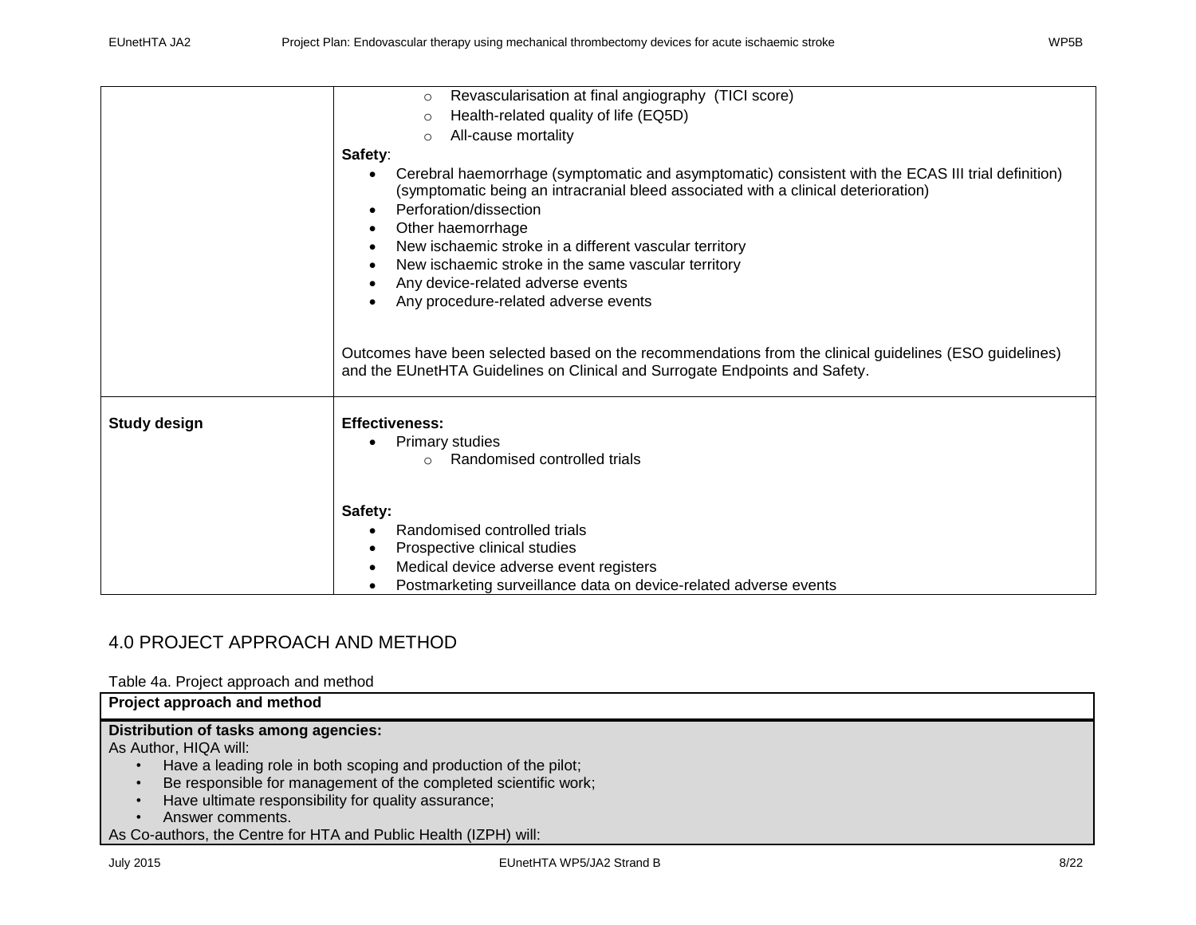| | |
|---|---|
| | ○ Revascularisation at final angiography (TICI score)<br>○ Health-related quality of life (EQ5D)<br>○ All-cause mortality<br>**Safety**:<br>• Cerebral haemorrhage (symptomatic and asymptomatic) consistent with the ECAS III trial definition) (symptomatic being an intracranial bleed associated with a clinical deterioration)<br>• Perforation/dissection<br>• Other haemorrhage<br>• New ischaemic stroke in a different vascular territory<br>• New ischaemic stroke in the same vascular territory<br>• Any device-related adverse events<br>• Any procedure-related adverse events<br><br>Outcomes have been selected based on the recommendations from the clinical guidelines (ESO guidelines) and the EUnetHTA Guidelines on Clinical and Surrogate Endpoints and Safety. |
| **Study design** | **Effectiveness:**<br>• Primary studies<br>○ Randomised controlled trials<br><br>**Safety:**<br>• Randomised controlled trials<br>• Prospective clinical studies<br>• Medical device adverse event registers<br>• Postmarketing surveillance data on device-related adverse events |

## 4.0 PROJECT APPROACH AND METHOD

Table 4a. Project approach and method

**Project approach and method**

**Distribution of tasks among agencies:**

As Author, HIQA will:

- Have a leading role in both scoping and production of the pilot;
- Be responsible for management of the completed scientific work;
- Have ultimate responsibility for quality assurance;
- Answer comments.

As Co-authors, the Centre for HTA and Public Health (IZPH) will: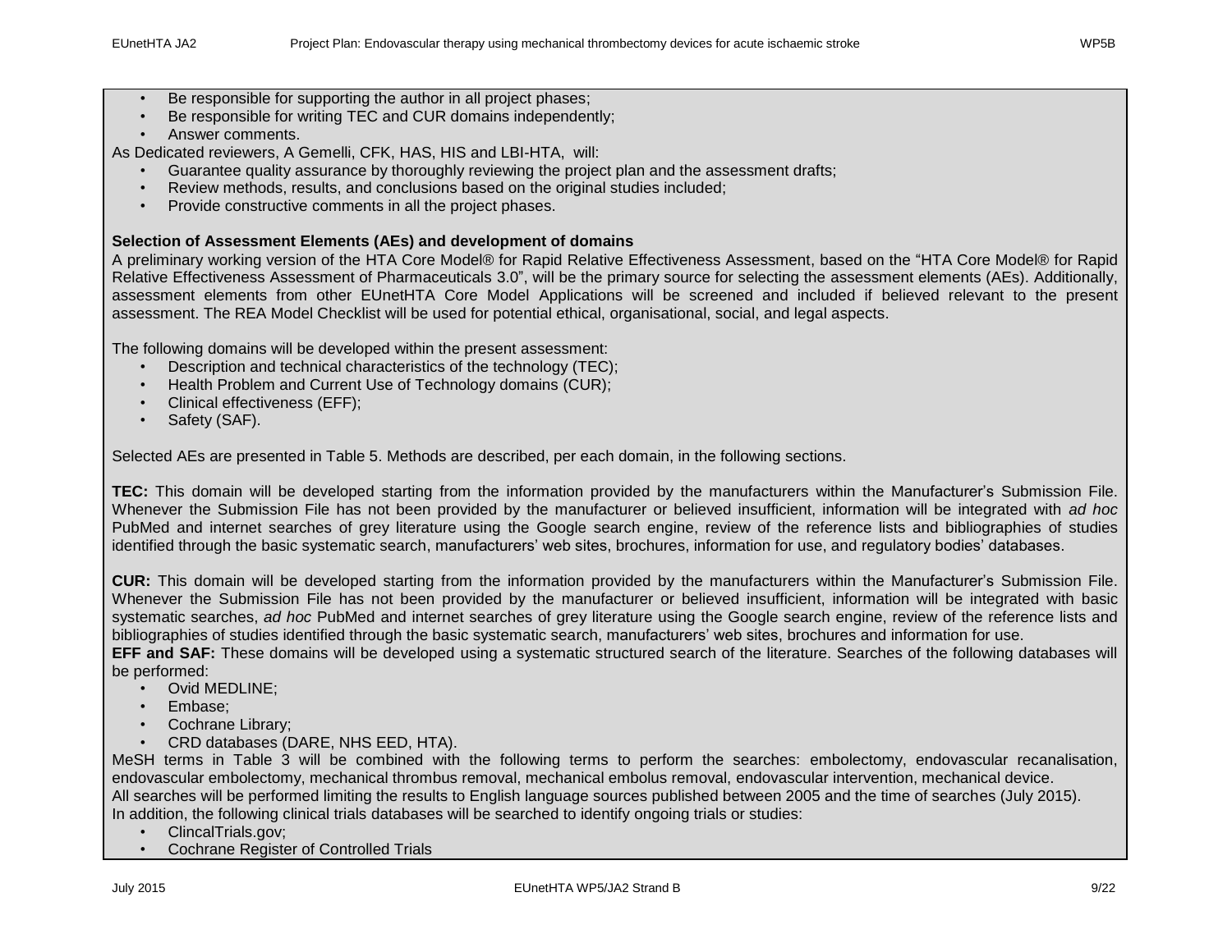- Be responsible for supporting the author in all project phases;
- Be responsible for writing TEC and CUR domains independently;
- Answer comments.

As Dedicated reviewers, A Gemelli, CFK, HAS, HIS and LBI-HTA, will:

- Guarantee quality assurance by thoroughly reviewing the project plan and the assessment drafts;
- Review methods, results, and conclusions based on the original studies included;
- Provide constructive comments in all the project phases.

**Selection of Assessment Elements (AEs) and development of domains**

A preliminary working version of the HTA Core Model® for Rapid Relative Effectiveness Assessment, based on the "HTA Core Model® for Rapid Relative Effectiveness Assessment of Pharmaceuticals 3.0", will be the primary source for selecting the assessment elements (AEs). Additionally, assessment elements from other EUnetHTA Core Model Applications will be screened and included if believed relevant to the present assessment. The REA Model Checklist will be used for potential ethical, organisational, social, and legal aspects.

The following domains will be developed within the present assessment:

- Description and technical characteristics of the technology (TEC);
- Health Problem and Current Use of Technology domains (CUR);
- Clinical effectiveness (EFF);
- Safety (SAF).

Selected AEs are presented in Table 5. Methods are described, per each domain, in the following sections.

**TEC:** This domain will be developed starting from the information provided by the manufacturers within the Manufacturer's Submission File. Whenever the Submission File has not been provided by the manufacturer or believed insufficient, information will be integrated with *ad hoc* PubMed and internet searches of grey literature using the Google search engine, review of the reference lists and bibliographies of studies identified through the basic systematic search, manufacturers' web sites, brochures, information for use, and regulatory bodies' databases.

**CUR:** This domain will be developed starting from the information provided by the manufacturers within the Manufacturer's Submission File. Whenever the Submission File has not been provided by the manufacturer or believed insufficient, information will be integrated with basic systematic searches, *ad hoc* PubMed and internet searches of grey literature using the Google search engine, review of the reference lists and bibliographies of studies identified through the basic systematic search, manufacturers' web sites, brochures and information for use.

**EFF and SAF:** These domains will be developed using a systematic structured search of the literature. Searches of the following databases will be performed:

- Ovid MEDLINE;
- Embase;
- Cochrane Library;
- CRD databases (DARE, NHS EED, HTA).

MeSH terms in Table 3 will be combined with the following terms to perform the searches: embolectomy, endovascular recanalisation, endovascular embolectomy, mechanical thrombus removal, mechanical embolus removal, endovascular intervention, mechanical device.

All searches will be performed limiting the results to English language sources published between 2005 and the time of searches (July 2015).

In addition, the following clinical trials databases will be searched to identify ongoing trials or studies:

- ClincalTrials.gov;
- Cochrane Register of Controlled Trials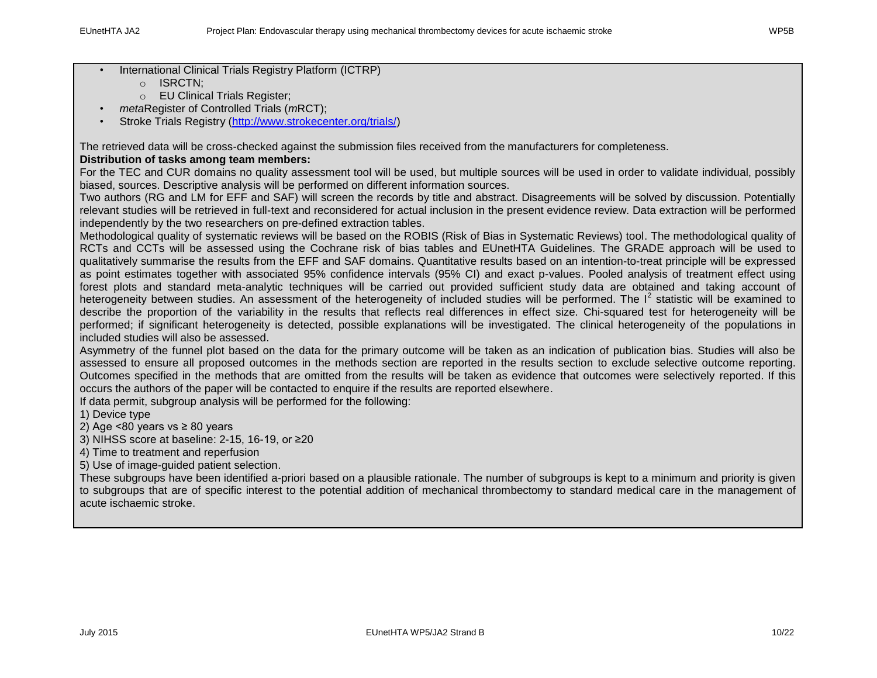- International Clinical Trials Registry Platform (ICTRP)
    - ISRCTN;
    - EU Clinical Trials Register;
- *meta*Register of Controlled Trials (*m*RCT);
- Stroke Trials Registry (http://www.strokecenter.org/trials/)

The retrieved data will be cross-checked against the submission files received from the manufacturers for completeness.

**Distribution of tasks among team members:**

For the TEC and CUR domains no quality assessment tool will be used, but multiple sources will be used in order to validate individual, possibly biased, sources. Descriptive analysis will be performed on different information sources.

Two authors (RG and LM for EFF and SAF) will screen the records by title and abstract. Disagreements will be solved by discussion. Potentially relevant studies will be retrieved in full-text and reconsidered for actual inclusion in the present evidence review. Data extraction will be performed independently by the two researchers on pre-defined extraction tables.

Methodological quality of systematic reviews will be based on the ROBIS (Risk of Bias in Systematic Reviews) tool. The methodological quality of RCTs and CCTs will be assessed using the Cochrane risk of bias tables and EUnetHTA Guidelines. The GRADE approach will be used to qualitatively summarise the results from the EFF and SAF domains. Quantitative results based on an intention-to-treat principle will be expressed as point estimates together with associated 95% confidence intervals (95% CI) and exact p-values. Pooled analysis of treatment effect using forest plots and standard meta-analytic techniques will be carried out provided sufficient study data are obtained and taking account of heterogeneity between studies. An assessment of the heterogeneity of included studies will be performed. The $I^2$ statistic will be examined to describe the proportion of the variability in the results that reflects real differences in effect size. Chi-squared test for heterogeneity will be performed; if significant heterogeneity is detected, possible explanations will be investigated. The clinical heterogeneity of the populations in included studies will also be assessed.

Asymmetry of the funnel plot based on the data for the primary outcome will be taken as an indication of publication bias. Studies will also be assessed to ensure all proposed outcomes in the methods section are reported in the results section to exclude selective outcome reporting. Outcomes specified in the methods that are omitted from the results will be taken as evidence that outcomes were selectively reported. If this occurs the authors of the paper will be contacted to enquire if the results are reported elsewhere.

If data permit, subgroup analysis will be performed for the following:

1) Device type
2) Age <80 years vs ≥ 80 years
3) NIHSS score at baseline: 2-15, 16-19, or ≥20
4) Time to treatment and reperfusion
5) Use of image-guided patient selection.

These subgroups have been identified a-priori based on a plausible rationale. The number of subgroups is kept to a minimum and priority is given to subgroups that are of specific interest to the potential addition of mechanical thrombectomy to standard medical care in the management of acute ischaemic stroke.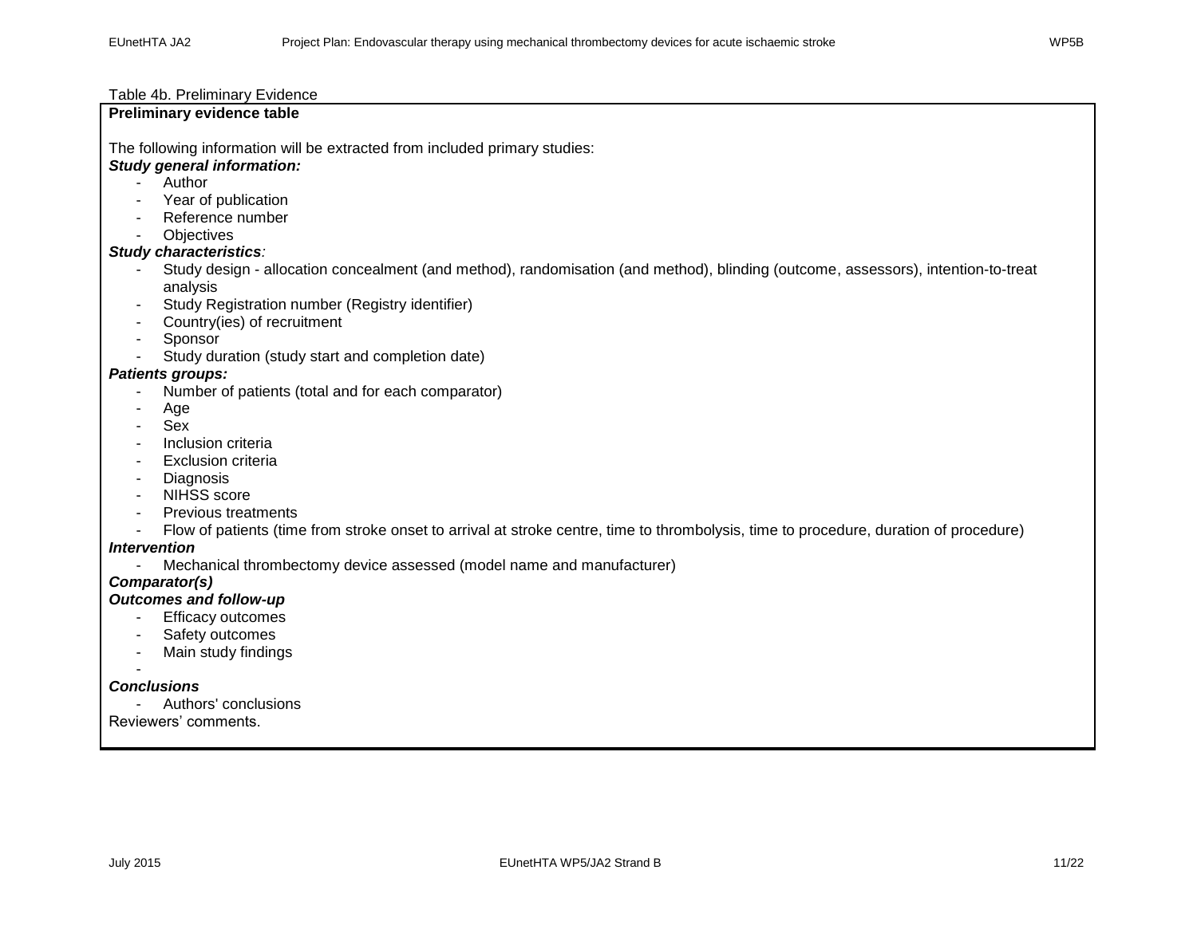Table 4b. Preliminary Evidence

**Preliminary evidence table**

The following information will be extracted from included primary studies:

***Study general information:***

- Author
- Year of publication
- Reference number
- Objectives

***Study characteristics****:*

- Study design - allocation concealment (and method), randomisation (and method), blinding (outcome, assessors), intention-to-treat analysis
- Study Registration number (Registry identifier)
- Country(ies) of recruitment
- Sponsor
- Study duration (study start and completion date)

***Patients groups:***

- Number of patients (total and for each comparator)
- Age
- Sex
- Inclusion criteria
- Exclusion criteria
- Diagnosis
- NIHSS score
- Previous treatments
- Flow of patients (time from stroke onset to arrival at stroke centre, time to thrombolysis, time to procedure, duration of procedure)

***Intervention***

- Mechanical thrombectomy device assessed (model name and manufacturer)

***Comparator(s)***

***Outcomes and follow-up***

- Efficacy outcomes
- Safety outcomes
- Main study findings
-

***Conclusions***

- Authors' conclusions

Reviewers' comments.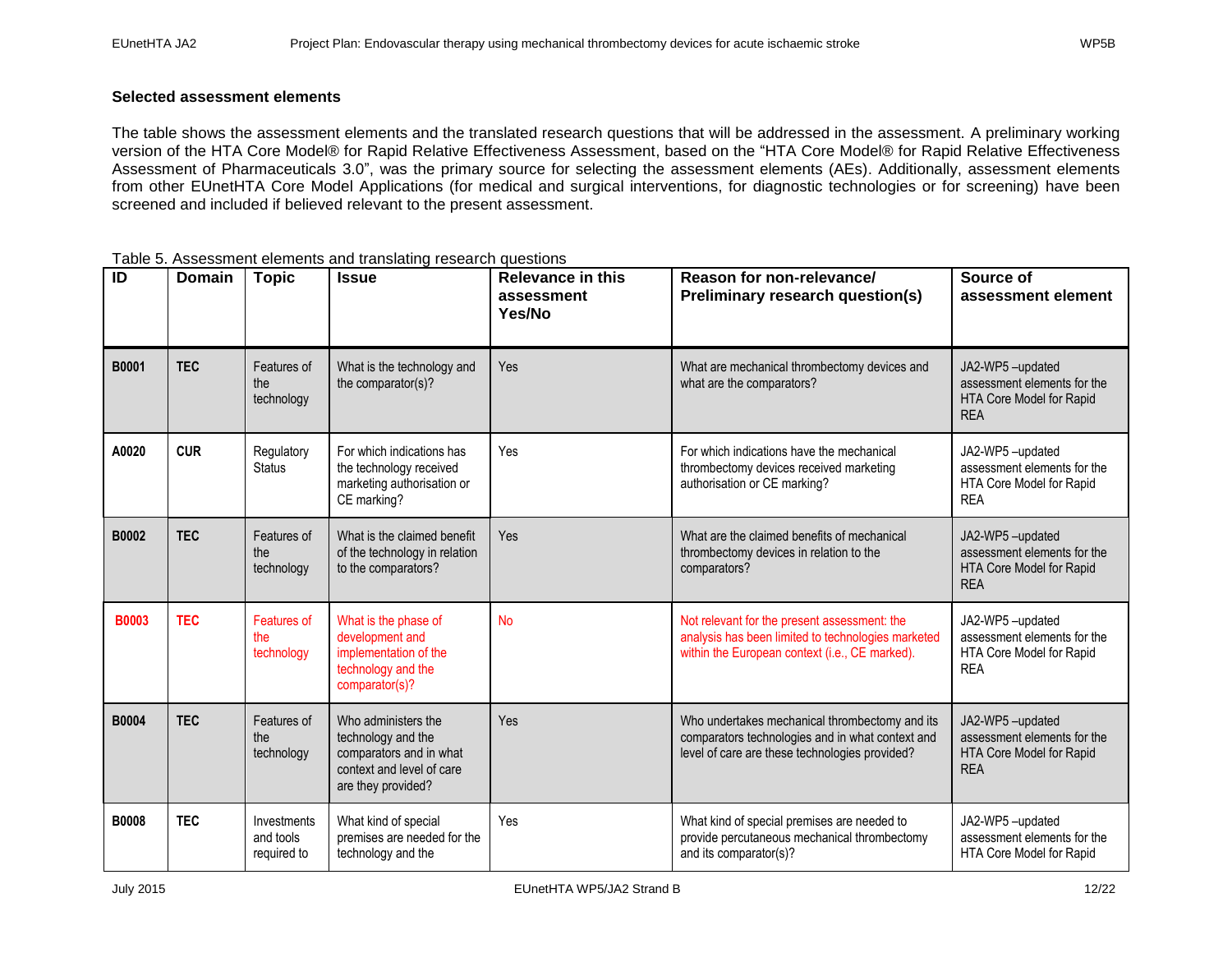**Selected assessment elements**

The table shows the assessment elements and the translated research questions that will be addressed in the assessment. A preliminary working version of the HTA Core Model® for Rapid Relative Effectiveness Assessment, based on the “HTA Core Model® for Rapid Relative Effectiveness Assessment of Pharmaceuticals 3.0”, was the primary source for selecting the assessment elements (AEs). Additionally, assessment elements from other EUnetHTA Core Model Applications (for medical and surgical interventions, for diagnostic technologies or for screening) have been screened and included if believed relevant to the present assessment.

Table 5. Assessment elements and translating research questions

| ID | Domain | Topic | Issue | Relevance in this assessment Yes/No | Reason for non-relevance/ Preliminary research question(s) | Source of assessment element |
|---|---|---|---|---|---|---|
| **B0001** | **TEC** | Features of the technology | What is the technology and the comparator(s)? | Yes | What are mechanical thrombectomy devices and what are the comparators? | JA2-WP5 –updated assessment elements for the HTA Core Model for Rapid REA |
| **A0020** | **CUR** | Regulatory Status | For which indications has the technology received marketing authorisation or CE marking? | Yes | For which indications have the mechanical thrombectomy devices received marketing authorisation or CE marking? | JA2-WP5 –updated assessment elements for the HTA Core Model for Rapid REA |
| **B0002** | **TEC** | Features of the technology | What is the claimed benefit of the technology in relation to the comparators? | Yes | What are the claimed benefits of mechanical thrombectomy devices in relation to the comparators? | JA2-WP5 –updated assessment elements for the HTA Core Model for Rapid REA |
| **B0003** | **TEC** | Features of the technology | What is the phase of development and implementation of the technology and the comparator(s)? | No | Not relevant for the present assessment: the analysis has been limited to technologies marketed within the European context (i.e., CE marked). | JA2-WP5 –updated assessment elements for the HTA Core Model for Rapid REA |
| **B0004** | **TEC** | Features of the technology | Who administers the technology and the comparators and in what context and level of care are they provided? | Yes | Who undertakes mechanical thrombectomy and its comparators technologies and in what context and level of care are these technologies provided? | JA2-WP5 –updated assessment elements for the HTA Core Model for Rapid REA |
| **B0008** | **TEC** | Investments and tools required to | What kind of special premises are needed for the technology and the | Yes | What kind of special premises are needed to provide percutaneous mechanical thrombectomy and its comparator(s)? | JA2-WP5 –updated assessment elements for the HTA Core Model for Rapid |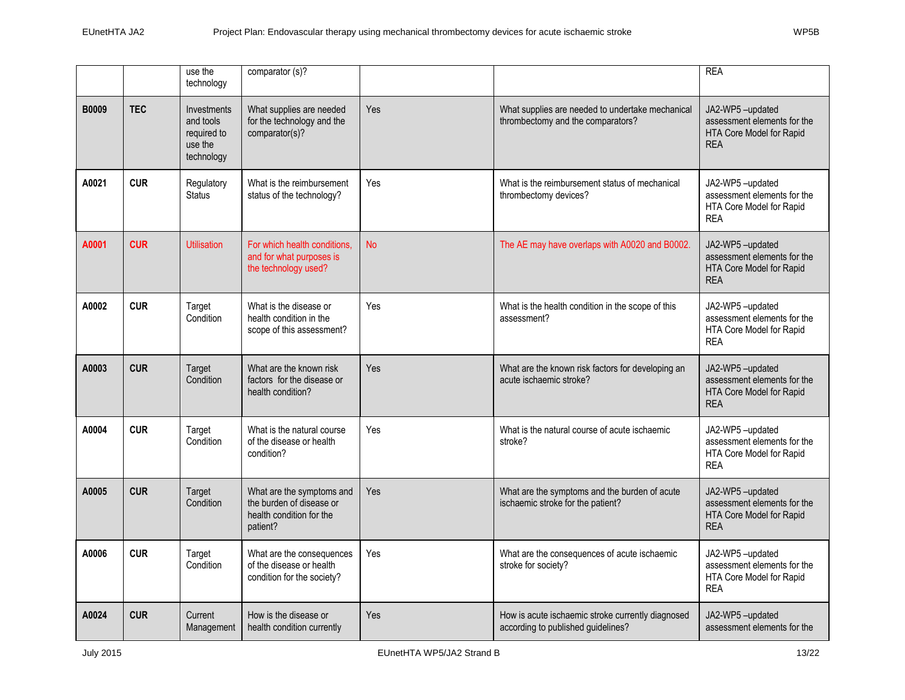| | | | | | | |
|---|---|---|---|---|---|---|
| | | use the technology | comparator (s)? | | | REA |
| **B0009** | **TEC** | Investments and tools required to use the technology | What supplies are needed for the technology and the comparator(s)? | Yes | What supplies are needed to undertake mechanical thrombectomy and the comparators? | JA2-WP5 –updated assessment elements for the HTA Core Model for Rapid REA |
| **A0021** | **CUR** | Regulatory Status | What is the reimbursement status of the technology? | Yes | What is the reimbursement status of mechanical thrombectomy devices? | JA2-WP5 –updated assessment elements for the HTA Core Model for Rapid REA |
| **A0001** | **CUR** | Utilisation | For which health conditions, and for what purposes is the technology used? | No | The AE may have overlaps with A0020 and B0002. | JA2-WP5 –updated assessment elements for the HTA Core Model for Rapid REA |
| **A0002** | **CUR** | Target Condition | What is the disease or health condition in the scope of this assessment? | Yes | What is the health condition in the scope of this assessment? | JA2-WP5 –updated assessment elements for the HTA Core Model for Rapid REA |
| **A0003** | **CUR** | Target Condition | What are the known risk factors for the disease or health condition? | Yes | What are the known risk factors for developing an acute ischaemic stroke? | JA2-WP5 –updated assessment elements for the HTA Core Model for Rapid REA |
| **A0004** | **CUR** | Target Condition | What is the natural course of the disease or health condition? | Yes | What is the natural course of acute ischaemic stroke? | JA2-WP5 –updated assessment elements for the HTA Core Model for Rapid REA |
| **A0005** | **CUR** | Target Condition | What are the symptoms and the burden of disease or health condition for the patient? | Yes | What are the symptoms and the burden of acute ischaemic stroke for the patient? | JA2-WP5 –updated assessment elements for the HTA Core Model for Rapid REA |
| **A0006** | **CUR** | Target Condition | What are the consequences of the disease or health condition for the society? | Yes | What are the consequences of acute ischaemic stroke for society? | JA2-WP5 –updated assessment elements for the HTA Core Model for Rapid REA |
| **A0024** | **CUR** | Current Management | How is the disease or health condition currently | Yes | How is acute ischaemic stroke currently diagnosed according to published guidelines? | JA2-WP5 –updated assessment elements for the |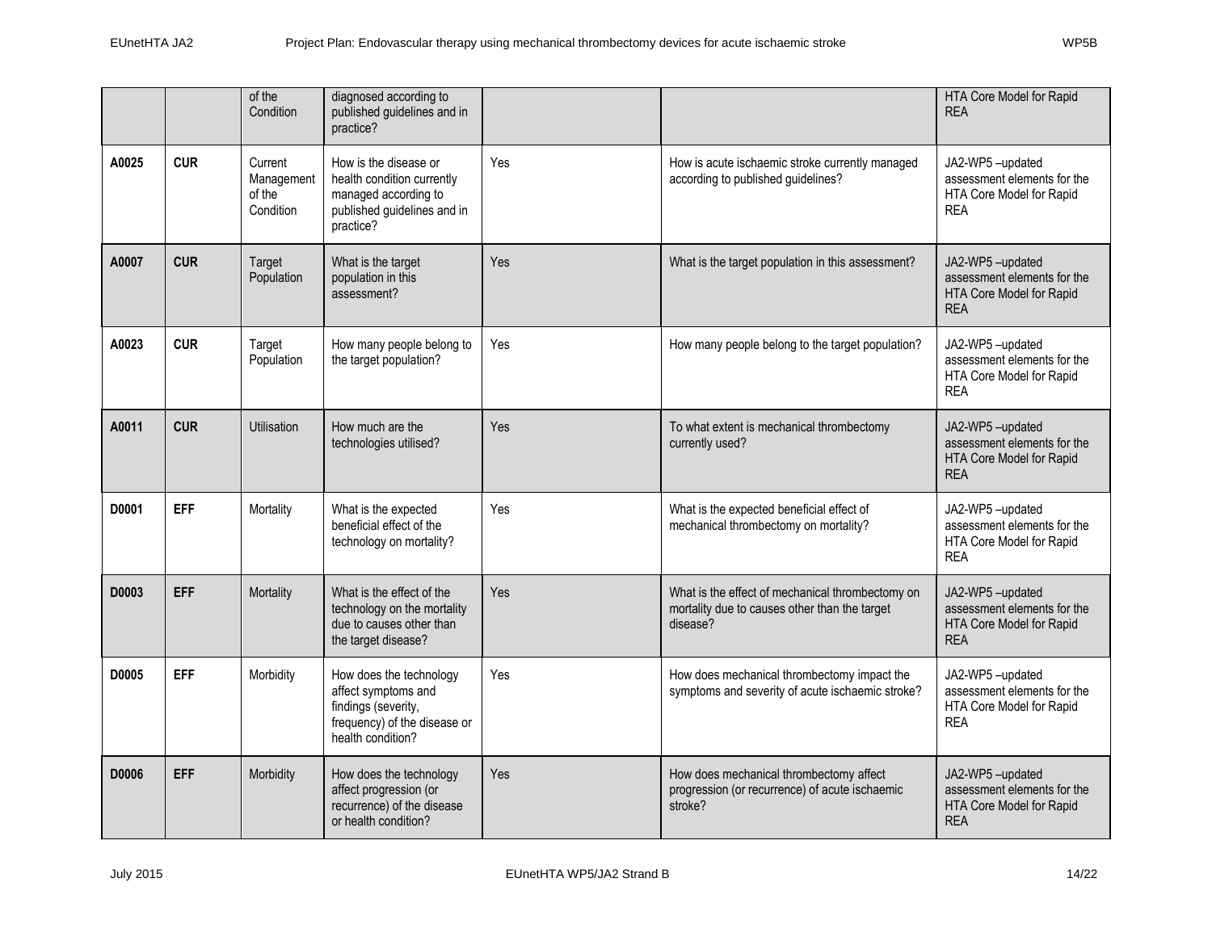| | | | | | | |
|---|---|---|---|---|---|---|
| | | of the Condition | diagnosed according to published guidelines and in practice? | | | HTA Core Model for Rapid REA |
| **A0025** | **CUR** | Current Management of the Condition | How is the disease or health condition currently managed according to published guidelines and in practice? | Yes | How is acute ischaemic stroke currently managed according to published guidelines? | JA2-WP5 –updated assessment elements for the HTA Core Model for Rapid REA |
| **A0007** | **CUR** | Target Population | What is the target population in this assessment? | Yes | What is the target population in this assessment? | JA2-WP5 –updated assessment elements for the HTA Core Model for Rapid REA |
| **A0023** | **CUR** | Target Population | How many people belong to the target population? | Yes | How many people belong to the target population? | JA2-WP5 –updated assessment elements for the HTA Core Model for Rapid REA |
| **A0011** | **CUR** | Utilisation | How much are the technologies utilised? | Yes | To what extent is mechanical thrombectomy currently used? | JA2-WP5 –updated assessment elements for the HTA Core Model for Rapid REA |
| **D0001** | **EFF** | Mortality | What is the expected beneficial effect of the technology on mortality? | Yes | What is the expected beneficial effect of mechanical thrombectomy on mortality? | JA2-WP5 –updated assessment elements for the HTA Core Model for Rapid REA |
| **D0003** | **EFF** | Mortality | What is the effect of the technology on the mortality due to causes other than the target disease? | Yes | What is the effect of mechanical thrombectomy on mortality due to causes other than the target disease? | JA2-WP5 –updated assessment elements for the HTA Core Model for Rapid REA |
| **D0005** | **EFF** | Morbidity | How does the technology affect symptoms and findings (severity, frequency) of the disease or health condition? | Yes | How does mechanical thrombectomy impact the symptoms and severity of acute ischaemic stroke? | JA2-WP5 –updated assessment elements for the HTA Core Model for Rapid REA |
| **D0006** | **EFF** | Morbidity | How does the technology affect progression (or recurrence) of the disease or health condition? | Yes | How does mechanical thrombectomy affect progression (or recurrence) of acute ischaemic stroke? | JA2-WP5 –updated assessment elements for the HTA Core Model for Rapid REA |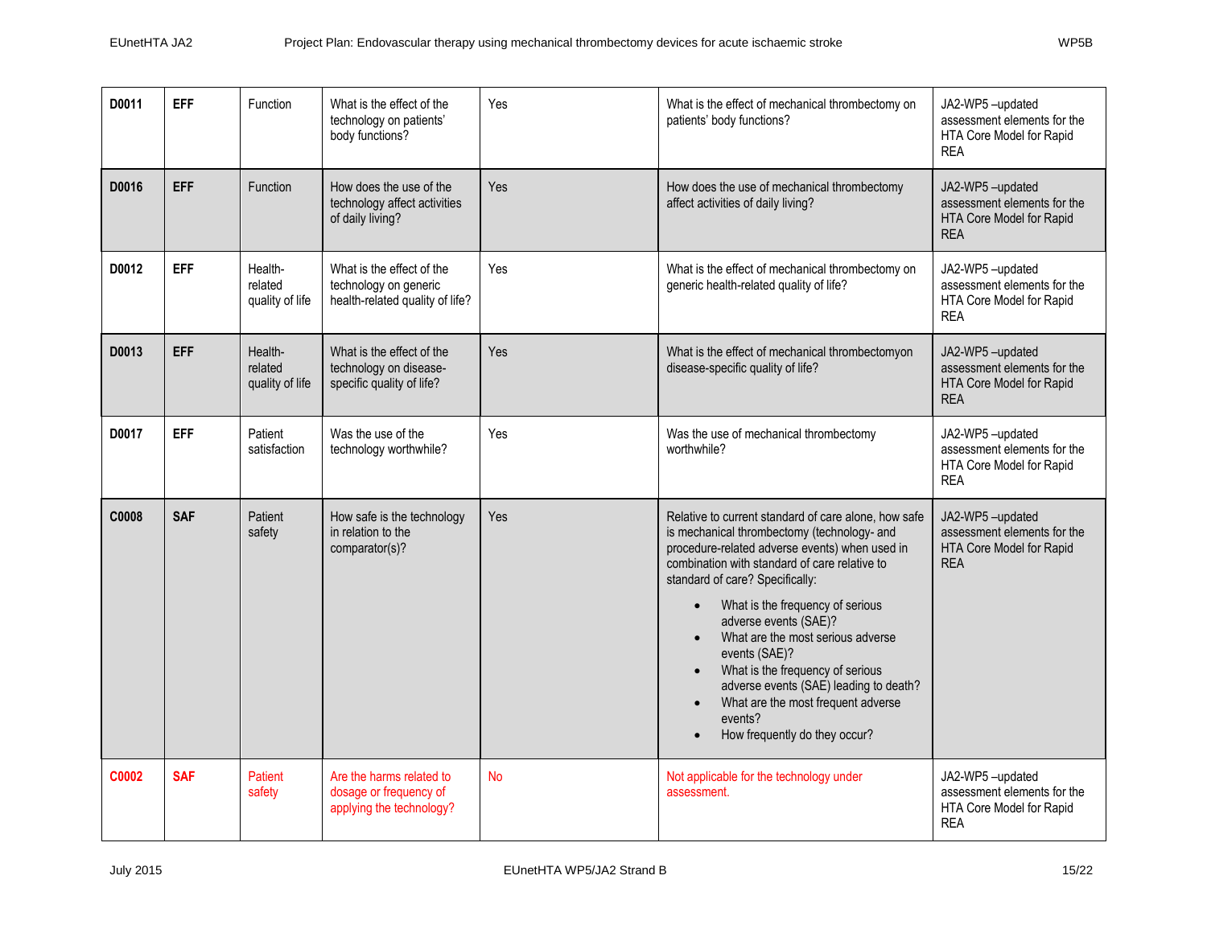| | | | | | | |
|---|---|---|---|---|---|---|
| **D0011** | **EFF** | Function | What is the effect of the technology on patients' body functions? | Yes | What is the effect of mechanical thrombectomy on patients' body functions? | JA2-WP5 –updated assessment elements for the HTA Core Model for Rapid REA |
| **D0016** | **EFF** | Function | How does the use of the technology affect activities of daily living? | Yes | How does the use of mechanical thrombectomy affect activities of daily living? | JA2-WP5 –updated assessment elements for the HTA Core Model for Rapid REA |
| **D0012** | **EFF** | Health-related quality of life | What is the effect of the technology on generic health-related quality of life? | Yes | What is the effect of mechanical thrombectomy on generic health-related quality of life? | JA2-WP5 –updated assessment elements for the HTA Core Model for Rapid REA |
| **D0013** | **EFF** | Health-related quality of life | What is the effect of the technology on disease-specific quality of life? | Yes | What is the effect of mechanical thrombectomyon disease-specific quality of life? | JA2-WP5 –updated assessment elements for the HTA Core Model for Rapid REA |
| **D0017** | **EFF** | Patient satisfaction | Was the use of the technology worthwhile? | Yes | Was the use of mechanical thrombectomy worthwhile? | JA2-WP5 –updated assessment elements for the HTA Core Model for Rapid REA |
| **C0008** | **SAF** | Patient safety | How safe is the technology in relation to the comparator(s)? | Yes | Relative to current standard of care alone, how safe is mechanical thrombectomy (technology- and procedure-related adverse events) when used in combination with standard of care relative to standard of care? Specifically:<br>• What is the frequency of serious adverse events (SAE)?<br>• What are the most serious adverse events (SAE)?<br>• What is the frequency of serious adverse events (SAE) leading to death?<br>• What are the most frequent adverse events?<br>• How frequently do they occur? | JA2-WP5 –updated assessment elements for the HTA Core Model for Rapid REA |
| **C0002** | **SAF** | Patient safety | Are the harms related to dosage or frequency of applying the technology? | No | Not applicable for the technology under assessment. | JA2-WP5 –updated assessment elements for the HTA Core Model for Rapid REA |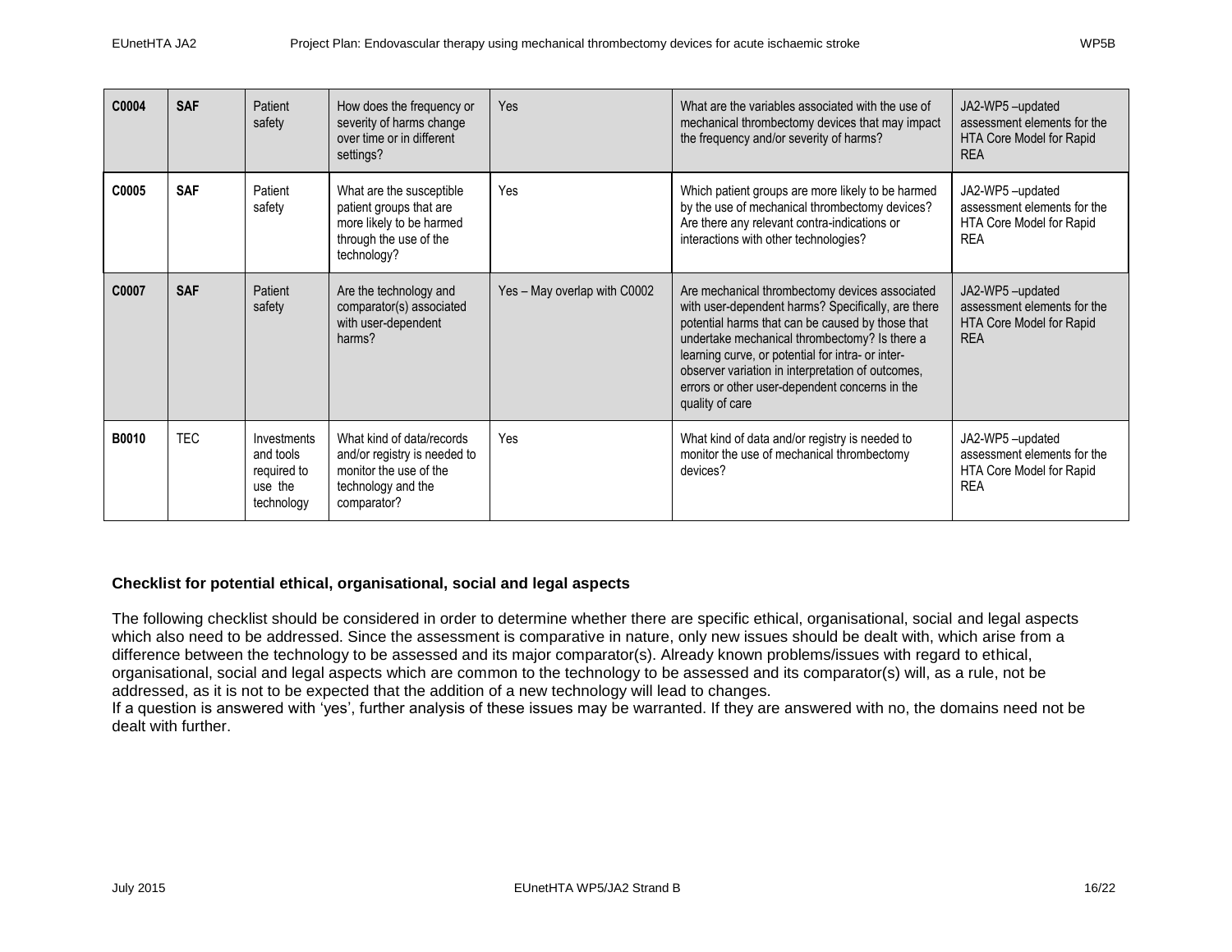| | | | | | | |
|---|---|---|---|---|---|---|
| **C0004** | **SAF** | Patient safety | How does the frequency or severity of harms change over time or in different settings? | Yes | What are the variables associated with the use of mechanical thrombectomy devices that may impact the frequency and/or severity of harms? | JA2-WP5 –updated assessment elements for the HTA Core Model for Rapid REA |
| **C0005** | **SAF** | Patient safety | What are the susceptible patient groups that are more likely to be harmed through the use of the technology? | Yes | Which patient groups are more likely to be harmed by the use of mechanical thrombectomy devices? Are there any relevant contra-indications or interactions with other technologies? | JA2-WP5 –updated assessment elements for the HTA Core Model for Rapid REA |
| **C0007** | **SAF** | Patient safety | Are the technology and comparator(s) associated with user-dependent harms? | Yes – May overlap with C0002 | Are mechanical thrombectomy devices associated with user-dependent harms? Specifically, are there potential harms that can be caused by those that undertake mechanical thrombectomy? Is there a learning curve, or potential for intra- or inter-observer variation in interpretation of outcomes, errors or other user-dependent concerns in the quality of care | JA2-WP5 –updated assessment elements for the HTA Core Model for Rapid REA |
| **B0010** | TEC | Investments and tools required to use the technology | What kind of data/records and/or registry is needed to monitor the use of the technology and the comparator? | Yes | What kind of data and/or registry is needed to monitor the use of mechanical thrombectomy devices? | JA2-WP5 –updated assessment elements for the HTA Core Model for Rapid REA |

**Checklist for potential ethical, organisational, social and legal aspects**

The following checklist should be considered in order to determine whether there are specific ethical, organisational, social and legal aspects which also need to be addressed. Since the assessment is comparative in nature, only new issues should be dealt with, which arise from a difference between the technology to be assessed and its major comparator(s). Already known problems/issues with regard to ethical, organisational, social and legal aspects which are common to the technology to be assessed and its comparator(s) will, as a rule, not be addressed, as it is not to be expected that the addition of a new technology will lead to changes.
If a question is answered with 'yes', further analysis of these issues may be warranted. If they are answered with no, the domains need not be dealt with further.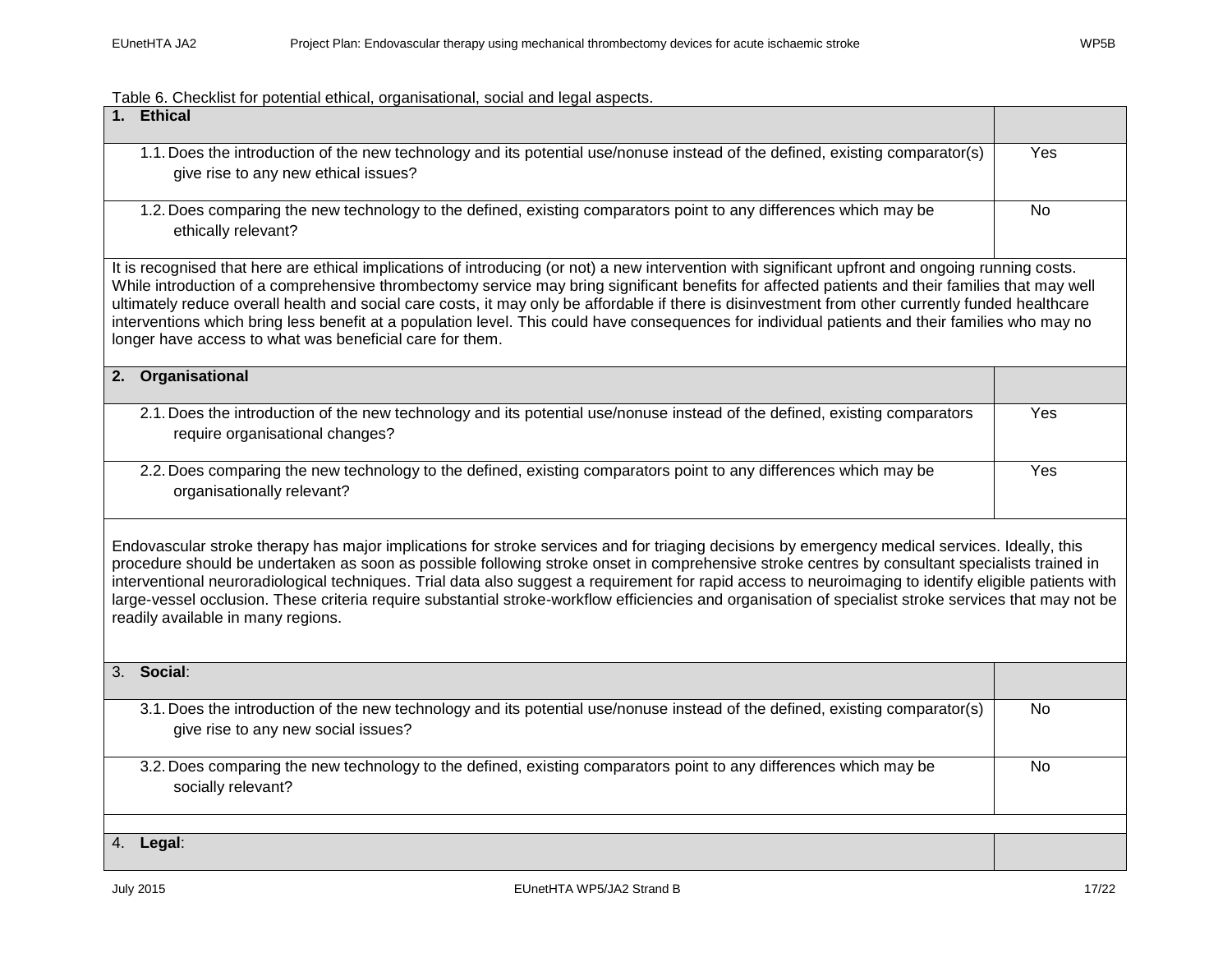Table 6. Checklist for potential ethical, organisational, social and legal aspects.

| | |
|---|---|
| **1. Ethical** | |
| 1.1. Does the introduction of the new technology and its potential use/nonuse instead of the defined, existing comparator(s) give rise to any new ethical issues? | Yes |
| 1.2. Does comparing the new technology to the defined, existing comparators point to any differences which may be ethically relevant? | No |
| It is recognised that here are ethical implications of introducing (or not) a new intervention with significant upfront and ongoing running costs. While introduction of a comprehensive thrombectomy service may bring significant benefits for affected patients and their families that may well ultimately reduce overall health and social care costs, it may only be affordable if there is disinvestment from other currently funded healthcare interventions which bring less benefit at a population level. This could have consequences for individual patients and their families who may no longer have access to what was beneficial care for them. | |
| **2. Organisational** | |
| 2.1. Does the introduction of the new technology and its potential use/nonuse instead of the defined, existing comparators require organisational changes? | Yes |
| 2.2. Does comparing the new technology to the defined, existing comparators point to any differences which may be organisationally relevant? | Yes |
| Endovascular stroke therapy has major implications for stroke services and for triaging decisions by emergency medical services. Ideally, this procedure should be undertaken as soon as possible following stroke onset in comprehensive stroke centres by consultant specialists trained in interventional neuroradiological techniques. Trial data also suggest a requirement for rapid access to neuroimaging to identify eligible patients with large-vessel occlusion. These criteria require substantial stroke-workflow efficiencies and organisation of specialist stroke services that may not be readily available in many regions. | |
| 3. **Social**: | |
| 3.1. Does the introduction of the new technology and its potential use/nonuse instead of the defined, existing comparator(s) give rise to any new social issues? | No |
| 3.2. Does comparing the new technology to the defined, existing comparators point to any differences which may be socially relevant? | No |
| | |
| 4. **Legal**: | |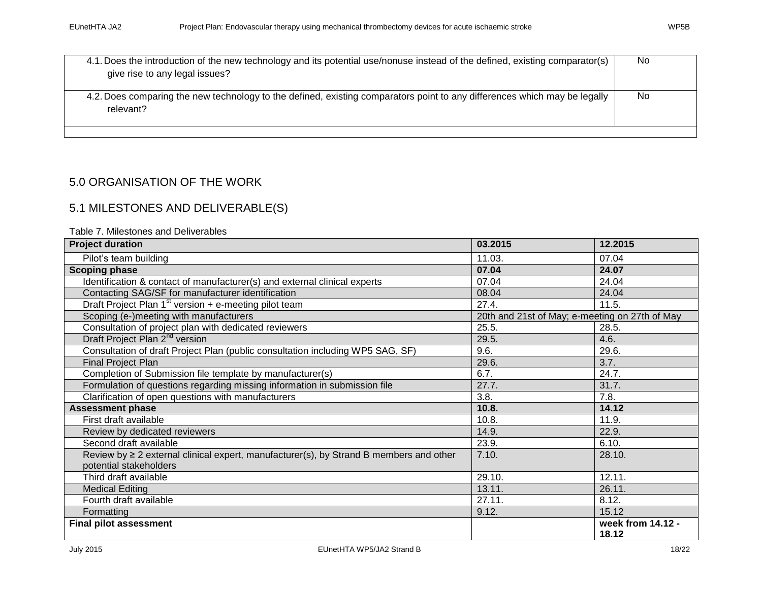| | |
|---|---|
| 4.1. Does the introduction of the new technology and its potential use/nonuse instead of the defined, existing comparator(s) give rise to any legal issues? | No |
| 4.2. Does comparing the new technology to the defined, existing comparators point to any differences which may be legally relevant? | No |
| | |

## 5.0 ORGANISATION OF THE WORK

### 5.1 MILESTONES AND DELIVERABLE(S)

Table 7. Milestones and Deliverables

| **Project duration** | **03.2015** | **12.2015** |
|---|---|---|
| Pilot's team building | 11.03. | 07.04 |
| **Scoping phase** | **07.04** | **24.07** |
| Identification & contact of manufacturer(s) and external clinical experts | 07.04 | 24.04 |
| Contacting SAG/SF for manufacturer identification | 08.04 | 24.04 |
| Draft Project Plan 1st version + e-meeting pilot team | 27.4. | 11.5. |
| Scoping (e-)meeting with manufacturers | 20th and 21st of May; e-meeting on 27th of May | |
| Consultation of project plan with dedicated reviewers | 25.5. | 28.5. |
| Draft Project Plan 2nd version | 29.5. | 4.6. |
| Consultation of draft Project Plan (public consultation including WP5 SAG, SF) | 9.6. | 29.6. |
| Final Project Plan | 29.6. | 3.7. |
| Completion of Submission file template by manufacturer(s) | 6.7. | 24.7. |
| Formulation of questions regarding missing information in submission file | 27.7. | 31.7. |
| Clarification of open questions with manufacturers | 3.8. | 7.8. |
| **Assessment phase** | **10.8.** | **14.12** |
| First draft available | 10.8. | 11.9. |
| Review by dedicated reviewers | 14.9. | 22.9. |
| Second draft available | 23.9. | 6.10. |
| Review by ≥ 2 external clinical expert, manufacturer(s), by Strand B members and other potential stakeholders | 7.10. | 28.10. |
| Third draft available | 29.10. | 12.11. |
| Medical Editing | 13.11. | 26.11. |
| Fourth draft available | 27.11. | 8.12. |
| Formatting | 9.12. | 15.12 |
| **Final pilot assessment** | | **week from 14.12 - 18.12** |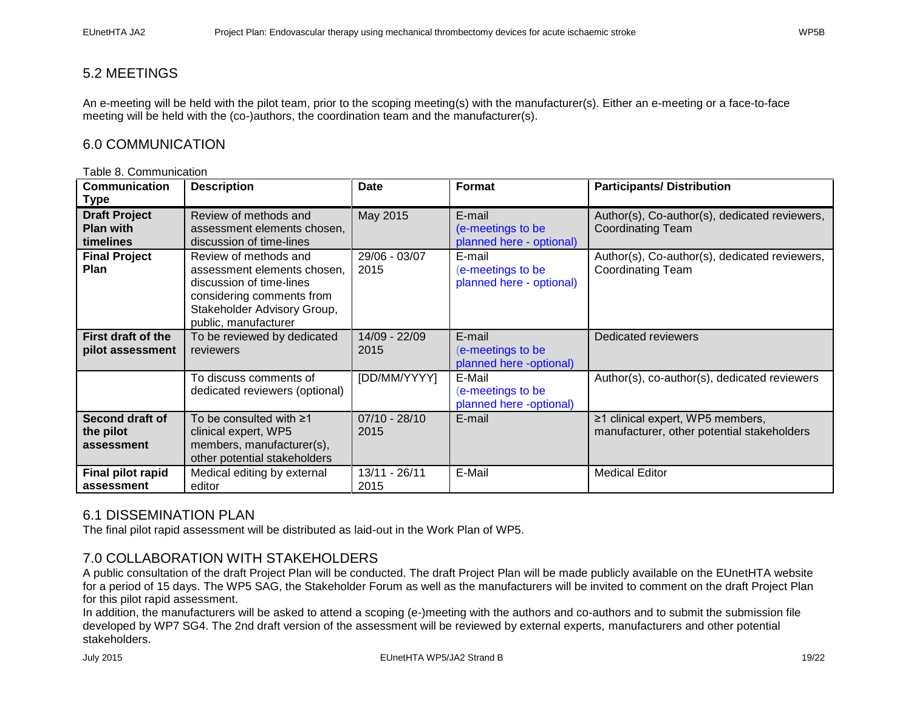## 5.2 MEETINGS

An e-meeting will be held with the pilot team, prior to the scoping meeting(s) with the manufacturer(s). Either an e-meeting or a face-to-face meeting will be held with the (co-)authors, the coordination team and the manufacturer(s).

## 6.0 COMMUNICATION

Table 8. Communication

| Communication Type | Description | Date | Format | Participants/ Distribution |
|---|---|---|---|---|
| **Draft Project Plan with timelines** | Review of methods and assessment elements chosen, discussion of time-lines | May 2015 | E-mail (e-meetings to be planned here - optional) | Author(s), Co-author(s), dedicated reviewers, Coordinating Team |
| **Final Project Plan** | Review of methods and assessment elements chosen, discussion of time-lines considering comments from Stakeholder Advisory Group, public, manufacturer | 29/06 - 03/07 2015 | E-mail (e-meetings to be planned here - optional) | Author(s), Co-author(s), dedicated reviewers, Coordinating Team |
| **First draft of the pilot assessment** | To be reviewed by dedicated reviewers | 14/09 - 22/09 2015 | E-mail (e-meetings to be planned here -optional) | Dedicated reviewers |
| | To discuss comments of dedicated reviewers (optional) | [DD/MM/YYYY] | E-Mail (e-meetings to be planned here -optional) | Author(s), co-author(s), dedicated reviewers |
| **Second draft of the pilot assessment** | To be consulted with ≥1 clinical expert, WP5 members, manufacturer(s), other potential stakeholders | 07/10 - 28/10 2015 | E-mail | ≥1 clinical expert, WP5 members, manufacturer, other potential stakeholders |
| **Final pilot rapid assessment** | Medical editing by external editor | 13/11 - 26/11 2015 | E-Mail | Medical Editor |

## 6.1 DISSEMINATION PLAN

The final pilot rapid assessment will be distributed as laid-out in the Work Plan of WP5.

## 7.0 COLLABORATION WITH STAKEHOLDERS

A public consultation of the draft Project Plan will be conducted. The draft Project Plan will be made publicly available on the EUnetHTA website for a period of 15 days. The WP5 SAG, the Stakeholder Forum as well as the manufacturers will be invited to comment on the draft Project Plan for this pilot rapid assessment.

In addition, the manufacturers will be asked to attend a scoping (e-)meeting with the authors and co-authors and to submit the submission file developed by WP7 SG4. The 2nd draft version of the assessment will be reviewed by external experts, manufacturers and other potential stakeholders.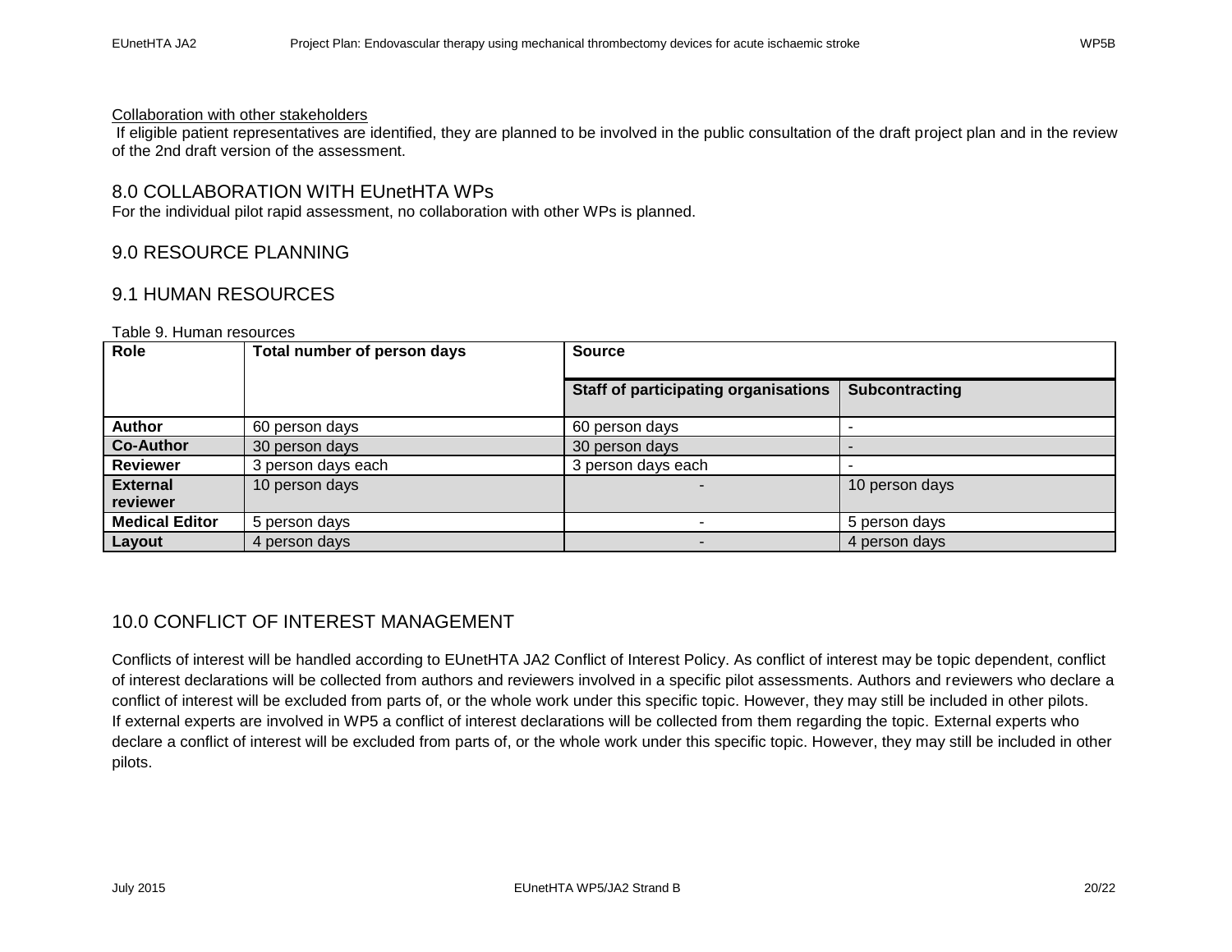Collaboration with other stakeholders

If eligible patient representatives are identified, they are planned to be involved in the public consultation of the draft project plan and in the review of the 2nd draft version of the assessment.

## 8.0 COLLABORATION WITH EUnetHTA WPs

For the individual pilot rapid assessment, no collaboration with other WPs is planned.

## 9.0 RESOURCE PLANNING

## 9.1 HUMAN RESOURCES

Table 9. Human resources

| Role | Total number of person days | Source | |
|---|---|---|---|
| | | Staff of participating organisations | Subcontracting |
| **Author** | 60 person days | 60 person days | - |
| **Co-Author** | 30 person days | 30 person days | - |
| **Reviewer** | 3 person days each | 3 person days each | - |
| **External reviewer** | 10 person days | - | 10 person days |
| **Medical Editor** | 5 person days | - | 5 person days |
| **Layout** | 4 person days | - | 4 person days |

## 10.0 CONFLICT OF INTEREST MANAGEMENT

Conflicts of interest will be handled according to EUnetHTA JA2 Conflict of Interest Policy. As conflict of interest may be topic dependent, conflict of interest declarations will be collected from authors and reviewers involved in a specific pilot assessments. Authors and reviewers who declare a conflict of interest will be excluded from parts of, or the whole work under this specific topic. However, they may still be included in other pilots. If external experts are involved in WP5 a conflict of interest declarations will be collected from them regarding the topic. External experts who declare a conflict of interest will be excluded from parts of, or the whole work under this specific topic. However, they may still be included in other pilots.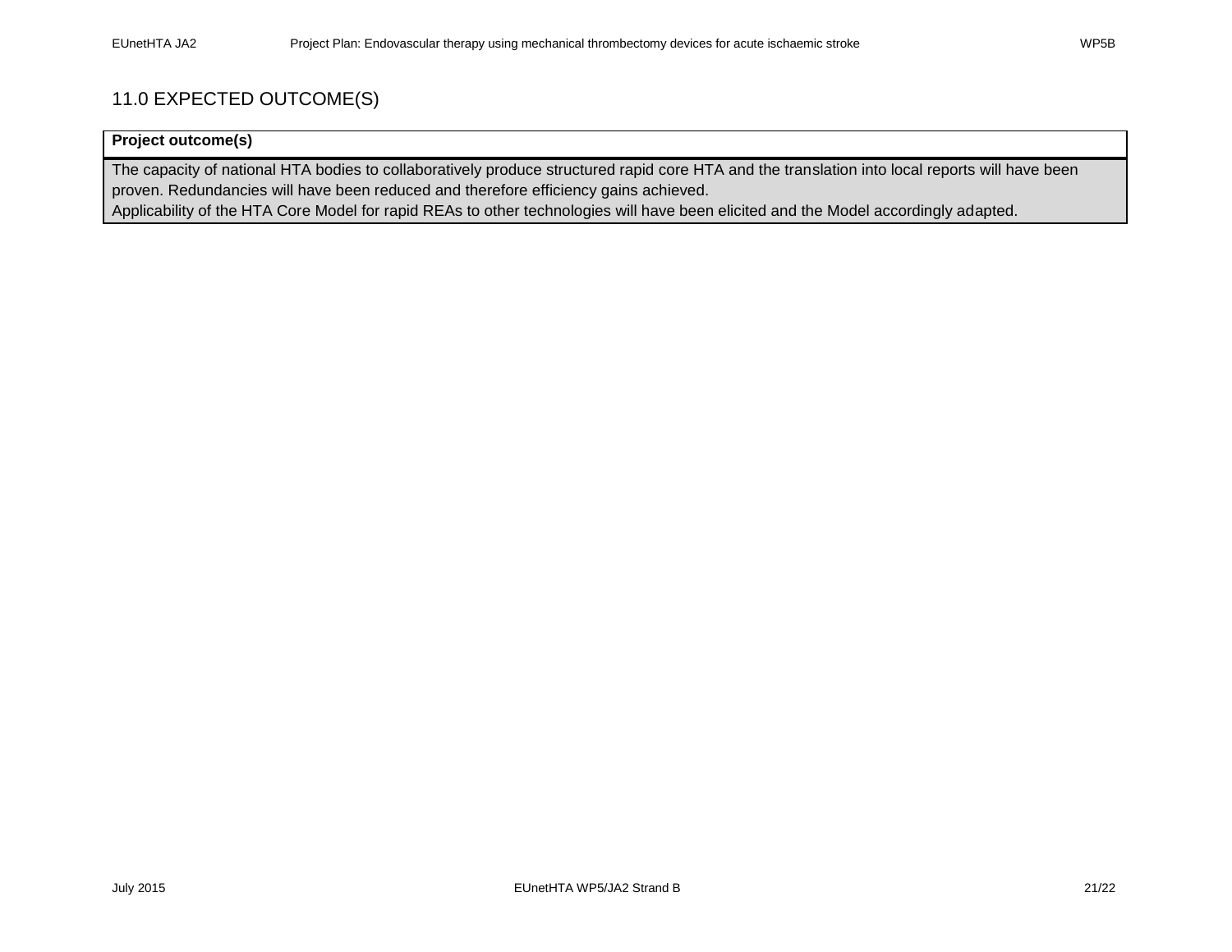## 11.0 EXPECTED OUTCOME(S)

| **Project outcome(s)** |
| --- |
| The capacity of national HTA bodies to collaboratively produce structured rapid core HTA and the translation into local reports will have been proven. Redundancies will have been reduced and therefore efficiency gains achieved.<br>Applicability of the HTA Core Model for rapid REAs to other technologies will have been elicited and the Model accordingly adapted. |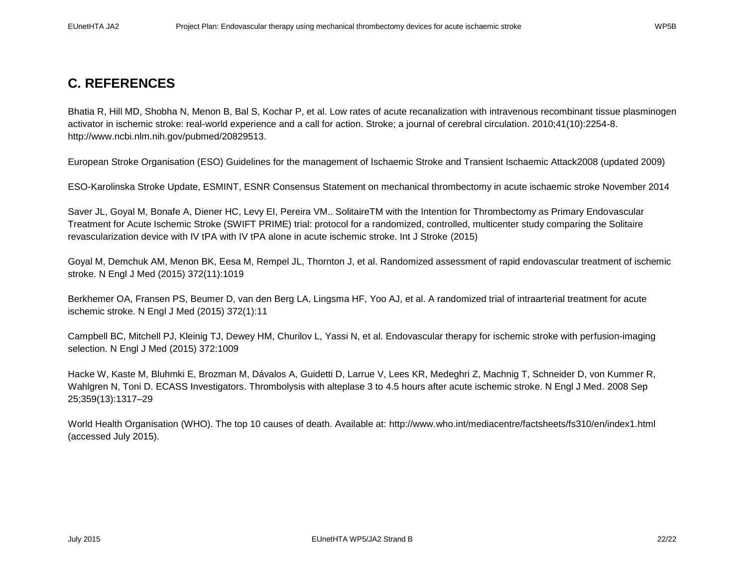## C. REFERENCES

Bhatia R, Hill MD, Shobha N, Menon B, Bal S, Kochar P, et al. Low rates of acute recanalization with intravenous recombinant tissue plasminogen activator in ischemic stroke: real-world experience and a call for action. Stroke; a journal of cerebral circulation. 2010;41(10):2254-8. http://www.ncbi.nlm.nih.gov/pubmed/20829513.

European Stroke Organisation (ESO) Guidelines for the management of Ischaemic Stroke and Transient Ischaemic Attack2008 (updated 2009)

ESO-Karolinska Stroke Update, ESMINT, ESNR Consensus Statement on mechanical thrombectomy in acute ischaemic stroke November 2014

Saver JL, Goyal M, Bonafe A, Diener HC, Levy EI, Pereira VM.. SolitaireTM with the Intention for Thrombectomy as Primary Endovascular Treatment for Acute Ischemic Stroke (SWIFT PRIME) trial: protocol for a randomized, controlled, multicenter study comparing the Solitaire revascularization device with IV tPA with IV tPA alone in acute ischemic stroke. Int J Stroke (2015)

Goyal M, Demchuk AM, Menon BK, Eesa M, Rempel JL, Thornton J, et al. Randomized assessment of rapid endovascular treatment of ischemic stroke. N Engl J Med (2015) 372(11):1019

Berkhemer OA, Fransen PS, Beumer D, van den Berg LA, Lingsma HF, Yoo AJ, et al. A randomized trial of intraarterial treatment for acute ischemic stroke. N Engl J Med (2015) 372(1):11

Campbell BC, Mitchell PJ, Kleinig TJ, Dewey HM, Churilov L, Yassi N, et al. Endovascular therapy for ischemic stroke with perfusion-imaging selection. N Engl J Med (2015) 372:1009

Hacke W, Kaste M, Bluhmki E, Brozman M, Dávalos A, Guidetti D, Larrue V, Lees KR, Medeghri Z, Machnig T, Schneider D, von Kummer R, Wahlgren N, Toni D. ECASS Investigators. Thrombolysis with alteplase 3 to 4.5 hours after acute ischemic stroke. N Engl J Med. 2008 Sep 25;359(13):1317–29

World Health Organisation (WHO). The top 10 causes of death. Available at: http://www.who.int/mediacentre/factsheets/fs310/en/index1.html (accessed July 2015).